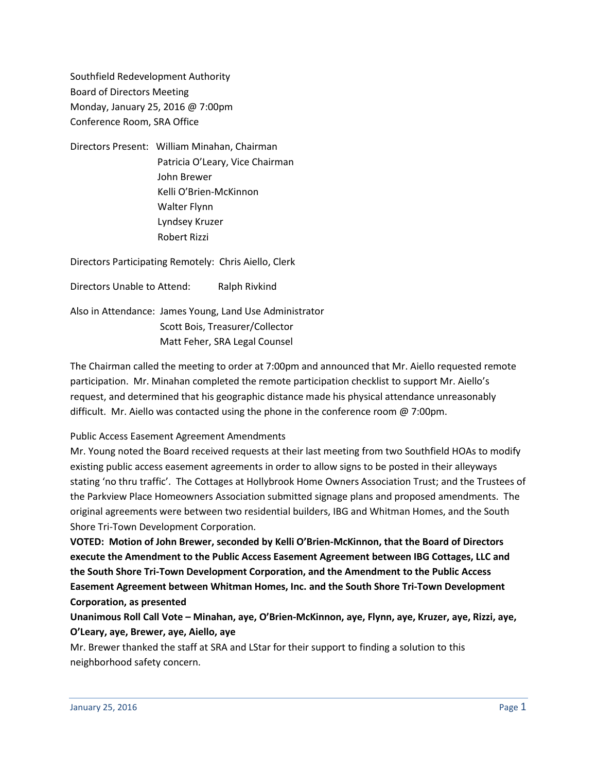Southfield Redevelopment Authority
Board of Directors Meeting
Monday, January 25, 2016 @ 7:00pm
Conference Room, SRA Office

Directors Present: William Minahan, Chairman
Patricia O'Leary, Vice Chairman
John Brewer
Kelli O'Brien-McKinnon
Walter Flynn
Lyndsey Kruzer
Robert Rizzi

Directors Participating Remotely: Chris Aiello, Clerk

Directors Unable to Attend: Ralph Rivkind

Also in Attendance: James Young, Land Use Administrator
Scott Bois, Treasurer/Collector
Matt Feher, SRA Legal Counsel

The Chairman called the meeting to order at 7:00pm and announced that Mr. Aiello requested remote participation. Mr. Minahan completed the remote participation checklist to support Mr. Aiello's request, and determined that his geographic distance made his physical attendance unreasonably difficult. Mr. Aiello was contacted using the phone in the conference room @ 7:00pm.

Public Access Easement Agreement Amendments

Mr. Young noted the Board received requests at their last meeting from two Southfield HOAs to modify existing public access easement agreements in order to allow signs to be posted in their alleyways stating 'no thru traffic'. The Cottages at Hollybrook Home Owners Association Trust; and the Trustees of the Parkview Place Homeowners Association submitted signage plans and proposed amendments. The original agreements were between two residential builders, IBG and Whitman Homes, and the South Shore Tri-Town Development Corporation.

**VOTED: Motion of John Brewer, seconded by Kelli O'Brien-McKinnon, that the Board of Directors execute the Amendment to the Public Access Easement Agreement between IBG Cottages, LLC and the South Shore Tri-Town Development Corporation, and the Amendment to the Public Access Easement Agreement between Whitman Homes, Inc. and the South Shore Tri-Town Development Corporation, as presented**

**Unanimous Roll Call Vote – Minahan, aye, O'Brien-McKinnon, aye, Flynn, aye, Kruzer, aye, Rizzi, aye, O'Leary, aye, Brewer, aye, Aiello, aye**

Mr. Brewer thanked the staff at SRA and LStar for their support to finding a solution to this neighborhood safety concern.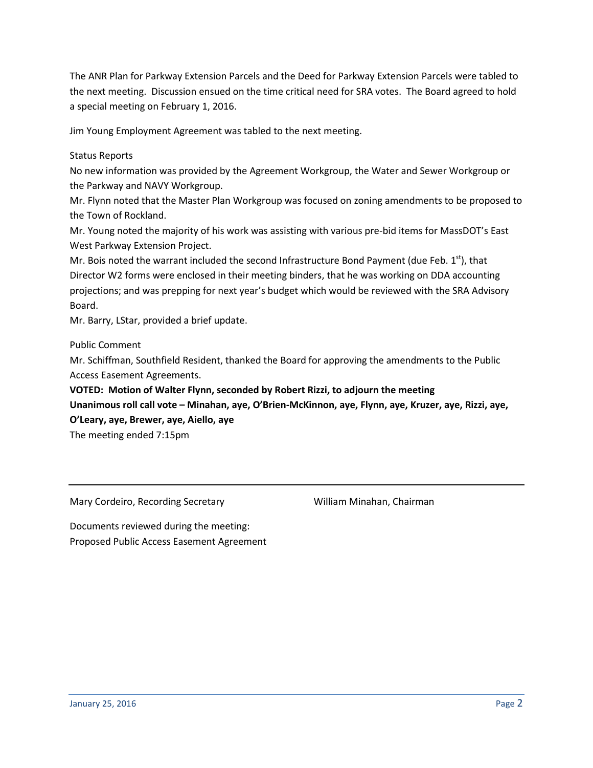The ANR Plan for Parkway Extension Parcels and the Deed for Parkway Extension Parcels were tabled to the next meeting. Discussion ensued on the time critical need for SRA votes. The Board agreed to hold a special meeting on February 1, 2016.

Jim Young Employment Agreement was tabled to the next meeting.

Status Reports

No new information was provided by the Agreement Workgroup, the Water and Sewer Workgroup or the Parkway and NAVY Workgroup.

Mr. Flynn noted that the Master Plan Workgroup was focused on zoning amendments to be proposed to the Town of Rockland.

Mr. Young noted the majority of his work was assisting with various pre-bid items for MassDOT's East West Parkway Extension Project.

Mr. Bois noted the warrant included the second Infrastructure Bond Payment (due Feb. 1st), that Director W2 forms were enclosed in their meeting binders, that he was working on DDA accounting projections; and was prepping for next year's budget which would be reviewed with the SRA Advisory Board.

Mr. Barry, LStar, provided a brief update.

Public Comment

Mr. Schiffman, Southfield Resident, thanked the Board for approving the amendments to the Public Access Easement Agreements.

**VOTED: Motion of Walter Flynn, seconded by Robert Rizzi, to adjourn the meeting**
**Unanimous roll call vote – Minahan, aye, O'Brien-McKinnon, aye, Flynn, aye, Kruzer, aye, Rizzi, aye, O'Leary, aye, Brewer, aye, Aiello, aye**

The meeting ended 7:15pm

Mary Cordeiro, Recording Secretary

William Minahan, Chairman

Documents reviewed during the meeting:

Proposed Public Access Easement Agreement